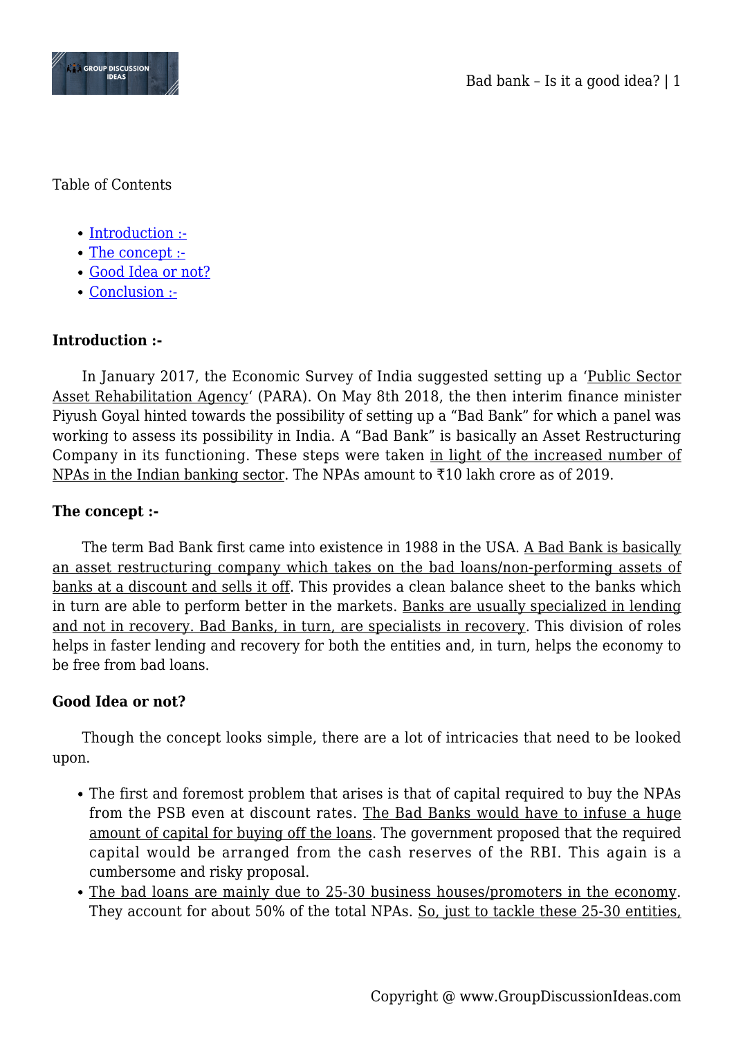Table of Contents

- Introduction :-
- The concept :-
- Good Idea or not?
- Conclusion :-

**Introduction :-**

In January 2017, the Economic Survey of India suggested setting up a 'Public Sector Asset Rehabilitation Agency' (PARA). On May 8th 2018, the then interim finance minister Piyush Goyal hinted towards the possibility of setting up a "Bad Bank" for which a panel was working to assess its possibility in India. A "Bad Bank" is basically an Asset Restructuring Company in its functioning. These steps were taken in light of the increased number of NPAs in the Indian banking sector. The NPAs amount to ₹10 lakh crore as of 2019.

**The concept :-**

The term Bad Bank first came into existence in 1988 in the USA. A Bad Bank is basically an asset restructuring company which takes on the bad loans/non-performing assets of banks at a discount and sells it off. This provides a clean balance sheet to the banks which in turn are able to perform better in the markets. Banks are usually specialized in lending and not in recovery. Bad Banks, in turn, are specialists in recovery. This division of roles helps in faster lending and recovery for both the entities and, in turn, helps the economy to be free from bad loans.

**Good Idea or not?**

Though the concept looks simple, there are a lot of intricacies that need to be looked upon.

- The first and foremost problem that arises is that of capital required to buy the NPAs from the PSB even at discount rates. The Bad Banks would have to infuse a huge amount of capital for buying off the loans. The government proposed that the required capital would be arranged from the cash reserves of the RBI. This again is a cumbersome and risky proposal.
- The bad loans are mainly due to 25-30 business houses/promoters in the economy. They account for about 50% of the total NPAs. So, just to tackle these 25-30 entities,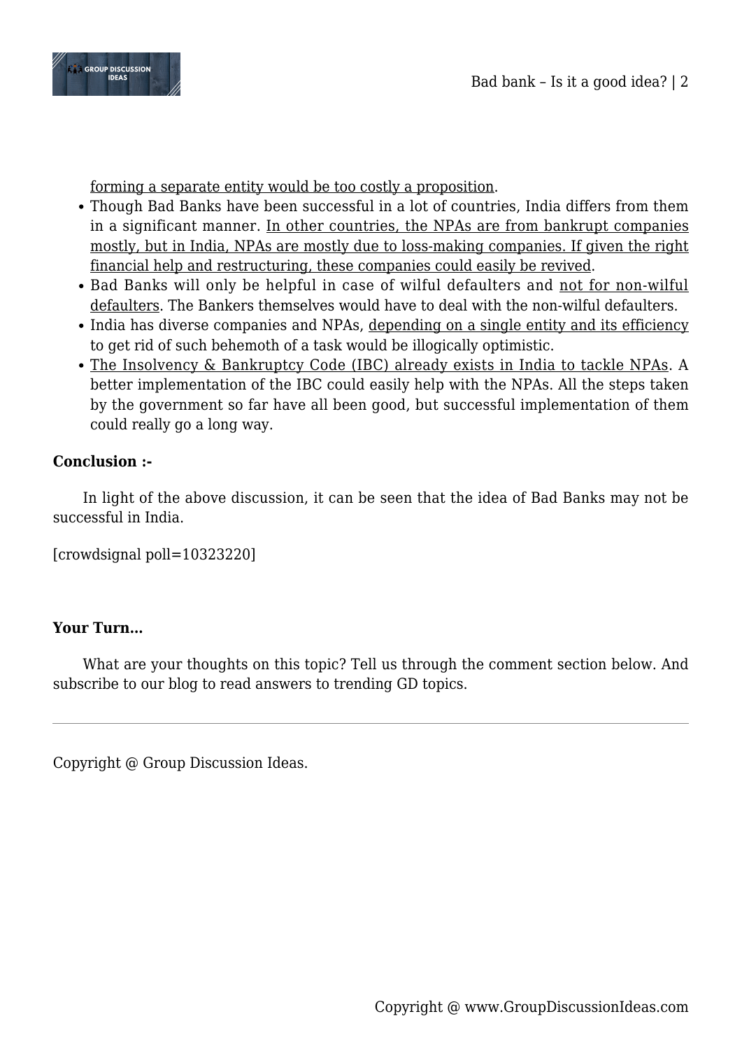forming a separate entity would be too costly a proposition.

- Though Bad Banks have been successful in a lot of countries, India differs from them in a significant manner. In other countries, the NPAs are from bankrupt companies mostly, but in India, NPAs are mostly due to loss-making companies. If given the right financial help and restructuring, these companies could easily be revived.
- Bad Banks will only be helpful in case of wilful defaulters and not for non-wilful defaulters. The Bankers themselves would have to deal with the non-wilful defaulters.
- India has diverse companies and NPAs, depending on a single entity and its efficiency to get rid of such behemoth of a task would be illogically optimistic.
- The Insolvency & Bankruptcy Code (IBC) already exists in India to tackle NPAs. A better implementation of the IBC could easily help with the NPAs. All the steps taken by the government so far have all been good, but successful implementation of them could really go a long way.

**Conclusion :-**

In light of the above discussion, it can be seen that the idea of Bad Banks may not be successful in India.

[crowdsignal poll=10323220]

**Your Turn…**

What are your thoughts on this topic? Tell us through the comment section below. And subscribe to our blog to read answers to trending GD topics.

---

Copyright @ Group Discussion Ideas.